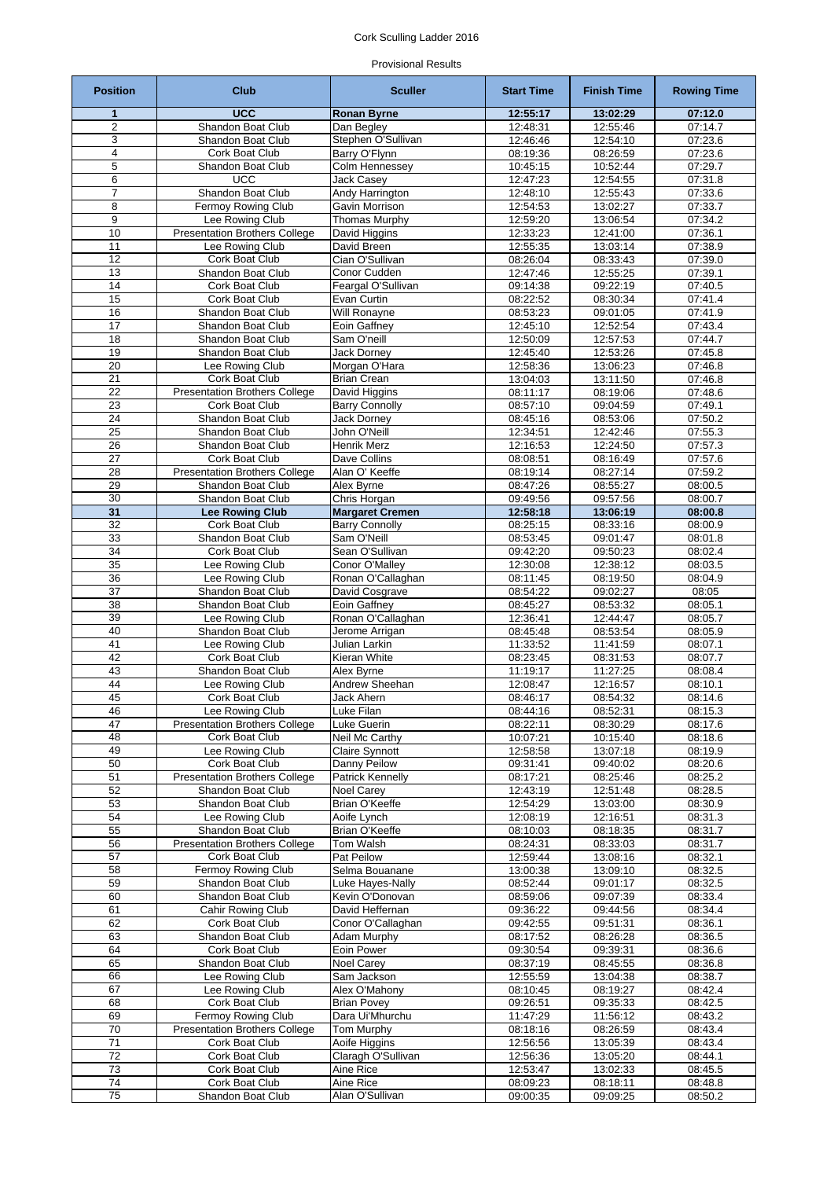# Cork Sculling Ladder 2016

Provisional Results

| Position | Club | Sculler | Start Time | Finish Time | Rowing Time |
|---|---|---|---|---|---|
| **1** | **UCC** | **Ronan Byrne** | **12:55:17** | **13:02:29** | **07:12.0** |
| 2 | Shandon Boat Club | Dan Begley | 12:48:31 | 12:55:46 | 07:14.7 |
| 3 | Shandon Boat Club | Stephen O'Sullivan | 12:46:46 | 12:54:10 | 07:23.6 |
| 4 | Cork Boat Club | Barry O'Flynn | 08:19:36 | 08:26:59 | 07:23.6 |
| 5 | Shandon Boat Club | Colm Hennessey | 10:45:15 | 10:52:44 | 07:29.7 |
| 6 | UCC | Jack Casey | 12:47:23 | 12:54:55 | 07:31.8 |
| 7 | Shandon Boat Club | Andy Harrington | 12:48:10 | 12:55:43 | 07:33.6 |
| 8 | Fermoy Rowing Club | Gavin Morrison | 12:54:53 | 13:02:27 | 07:33.7 |
| 9 | Lee Rowing Club | Thomas Murphy | 12:59:20 | 13:06:54 | 07:34.2 |
| 10 | Presentation Brothers College | David Higgins | 12:33:23 | 12:41:00 | 07:36.1 |
| 11 | Lee Rowing Club | David Breen | 12:55:35 | 13:03:14 | 07:38.9 |
| 12 | Cork Boat Club | Cian O'Sullivan | 08:26:04 | 08:33:43 | 07:39.0 |
| 13 | Shandon Boat Club | Conor Cudden | 12:47:46 | 12:55:25 | 07:39.1 |
| 14 | Cork Boat Club | Feargal O'Sullivan | 09:14:38 | 09:22:19 | 07:40.5 |
| 15 | Cork Boat Club | Evan Curtin | 08:22:52 | 08:30:34 | 07:41.4 |
| 16 | Shandon Boat Club | Will Ronayne | 08:53:23 | 09:01:05 | 07:41.9 |
| 17 | Shandon Boat Club | Eoin Gaffney | 12:45:10 | 12:52:54 | 07:43.4 |
| 18 | Shandon Boat Club | Sam O'neill | 12:50:09 | 12:57:53 | 07:44.7 |
| 19 | Shandon Boat Club | Jack Dorney | 12:45:40 | 12:53:26 | 07:45.8 |
| 20 | Lee Rowing Club | Morgan O'Hara | 12:58:36 | 13:06:23 | 07:46.8 |
| 21 | Cork Boat Club | Brian Crean | 13:04:03 | 13:11:50 | 07:46.8 |
| 22 | Presentation Brothers College | David Higgins | 08:11:17 | 08:19:06 | 07:48.6 |
| 23 | Cork Boat Club | Barry Connolly | 08:57:10 | 09:04:59 | 07:49.1 |
| 24 | Shandon Boat Club | Jack Dorney | 08:45:16 | 08:53:06 | 07:50.2 |
| 25 | Shandon Boat Club | John O'Neill | 12:34:51 | 12:42:46 | 07:55.3 |
| 26 | Shandon Boat Club | Henrik Merz | 12:16:53 | 12:24:50 | 07:57.3 |
| 27 | Cork Boat Club | Dave Collins | 08:08:51 | 08:16:49 | 07:57.6 |
| 28 | Presentation Brothers College | Alan O' Keeffe | 08:19:14 | 08:27:14 | 07:59.2 |
| 29 | Shandon Boat Club | Alex Byrne | 08:47:26 | 08:55:27 | 08:00.5 |
| 30 | Shandon Boat Club | Chris Horgan | 09:49:56 | 09:57:56 | 08:00.7 |
| **31** | **Lee Rowing Club** | **Margaret Cremen** | **12:58:18** | **13:06:19** | **08:00.8** |
| 32 | Cork Boat Club | Barry Connolly | 08:25:15 | 08:33:16 | 08:00.9 |
| 33 | Shandon Boat Club | Sam O'Neill | 08:53:45 | 09:01:47 | 08:01.8 |
| 34 | Cork Boat Club | Sean O'Sullivan | 09:42:20 | 09:50:23 | 08:02.4 |
| 35 | Lee Rowing Club | Conor O'Malley | 12:30:08 | 12:38:12 | 08:03.5 |
| 36 | Lee Rowing Club | Ronan O'Callaghan | 08:11:45 | 08:19:50 | 08:04.9 |
| 37 | Shandon Boat Club | David Cosgrave | 08:54:22 | 09:02:27 | 08:05 |
| 38 | Shandon Boat Club | Eoin Gaffney | 08:45:27 | 08:53:32 | 08:05.1 |
| 39 | Lee Rowing Club | Ronan O'Callaghan | 12:36:41 | 12:44:47 | 08:05.7 |
| 40 | Shandon Boat Club | Jerome Arrigan | 08:45:48 | 08:53:54 | 08:05.9 |
| 41 | Lee Rowing Club | Julian Larkin | 11:33:52 | 11:41:59 | 08:07.1 |
| 42 | Cork Boat Club | Kieran White | 08:23:45 | 08:31:53 | 08:07.7 |
| 43 | Shandon Boat Club | Alex Byrne | 11:19:17 | 11:27:25 | 08:08.4 |
| 44 | Lee Rowing Club | Andrew Sheehan | 12:08:47 | 12:16:57 | 08:10.1 |
| 45 | Cork Boat Club | Jack Ahern | 08:46:17 | 08:54:32 | 08:14.6 |
| 46 | Lee Rowing Club | Luke Filan | 08:44:16 | 08:52:31 | 08:15.3 |
| 47 | Presentation Brothers College | Luke Guerin | 08:22:11 | 08:30:29 | 08:17.6 |
| 48 | Cork Boat Club | Neil Mc Carthy | 10:07:21 | 10:15:40 | 08:18.6 |
| 49 | Lee Rowing Club | Claire Synnott | 12:58:58 | 13:07:18 | 08:19.9 |
| 50 | Cork Boat Club | Danny Peilow | 09:31:41 | 09:40:02 | 08:20.6 |
| 51 | Presentation Brothers College | Patrick Kennelly | 08:17:21 | 08:25:46 | 08:25.2 |
| 52 | Shandon Boat Club | Noel Carey | 12:43:19 | 12:51:48 | 08:28.5 |
| 53 | Shandon Boat Club | Brian O'Keeffe | 12:54:29 | 13:03:00 | 08:30.9 |
| 54 | Lee Rowing Club | Aoife Lynch | 12:08:19 | 12:16:51 | 08:31.3 |
| 55 | Shandon Boat Club | Brian O'Keeffe | 08:10:03 | 08:18:35 | 08:31.7 |
| 56 | Presentation Brothers College | Tom Walsh | 08:24:31 | 08:33:03 | 08:31.7 |
| 57 | Cork Boat Club | Pat Peilow | 12:59:44 | 13:08:16 | 08:32.1 |
| 58 | Fermoy Rowing Club | Selma Bouanane | 13:00:38 | 13:09:10 | 08:32.5 |
| 59 | Shandon Boat Club | Luke Hayes-Nally | 08:52:44 | 09:01:17 | 08:32.5 |
| 60 | Shandon Boat Club | Kevin O'Donovan | 08:59:06 | 09:07:39 | 08:33.4 |
| 61 | Cahir Rowing Club | David Heffernan | 09:36:22 | 09:44:56 | 08:34.4 |
| 62 | Cork Boat Club | Conor O'Callaghan | 09:42:55 | 09:51:31 | 08:36.1 |
| 63 | Shandon Boat Club | Adam Murphy | 08:17:52 | 08:26:28 | 08:36.5 |
| 64 | Cork Boat Club | Eoin Power | 09:30:54 | 09:39:31 | 08:36.6 |
| 65 | Shandon Boat Club | Noel Carey | 08:37:19 | 08:45:55 | 08:36.8 |
| 66 | Lee Rowing Club | Sam Jackson | 12:55:59 | 13:04:38 | 08:38.7 |
| 67 | Lee Rowing Club | Alex O'Mahony | 08:10:45 | 08:19:27 | 08:42.4 |
| 68 | Cork Boat Club | Brian Povey | 09:26:51 | 09:35:33 | 08:42.5 |
| 69 | Fermoy Rowing Club | Dara Ui'Mhurchu | 11:47:29 | 11:56:12 | 08:43.2 |
| 70 | Presentation Brothers College | Tom Murphy | 08:18:16 | 08:26:59 | 08:43.4 |
| 71 | Cork Boat Club | Aoife Higgins | 12:56:56 | 13:05:39 | 08:43.4 |
| 72 | Cork Boat Club | Claragh O'Sullivan | 12:56:36 | 13:05:20 | 08:44.1 |
| 73 | Cork Boat Club | Aine Rice | 12:53:47 | 13:02:33 | 08:45.5 |
| 74 | Cork Boat Club | Aine Rice | 08:09:23 | 08:18:11 | 08:48.8 |
| 75 | Shandon Boat Club | Alan O'Sullivan | 09:00:35 | 09:09:25 | 08:50.2 |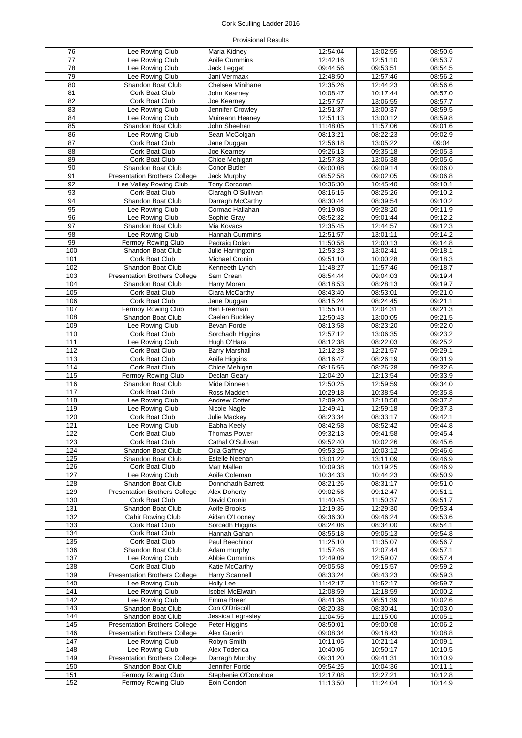Cork Sculling Ladder 2016

Provisional Results

| | | | | | |
|---|---|---|---|---|---|
| 76 | Lee Rowing Club | Maria Kidney | 12:54:04 | 13:02:55 | 08:50.6 |
| 77 | Lee Rowing Club | Aoife Cummins | 12:42:16 | 12:51:10 | 08:53.7 |
| 78 | Lee Rowing Club | Jack Legget | 09:44:56 | 09:53:51 | 08:54.5 |
| 79 | Lee Rowing Club | Jani Vermaak | 12:48:50 | 12:57:46 | 08:56.2 |
| 80 | Shandon Boat Club | Chelsea Minihane | 12:35:26 | 12:44:23 | 08:56.6 |
| 81 | Cork Boat Club | John Kearney | 10:08:47 | 10:17:44 | 08:57.0 |
| 82 | Cork Boat Club | Joe Kearney | 12:57:57 | 13:06:55 | 08:57.7 |
| 83 | Lee Rowing Club | Jennifer Crowley | 12:51:37 | 13:00:37 | 08:59.5 |
| 84 | Lee Rowing Club | Muireann Heaney | 12:51:13 | 13:00:12 | 08:59.8 |
| 85 | Shandon Boat Club | John Sheehan | 11:48:05 | 11:57:06 | 09:01.6 |
| 86 | Lee Rowing Club | Sean McColgan | 08:13:21 | 08:22:23 | 09:02.9 |
| 87 | Cork Boat Club | Jane Duggan | 12:56:18 | 13:05:22 | 09:04 |
| 88 | Cork Boat Club | Joe Kearney | 09:26:13 | 09:35:18 | 09:05.3 |
| 89 | Cork Boat Club | Chloe Mehigan | 12:57:33 | 13:06:38 | 09:05.6 |
| 90 | Shandon Boat Club | Conor Butler | 09:00:08 | 09:09:14 | 09:06.0 |
| 91 | Presentation Brothers College | Jack Murphy | 08:52:58 | 09:02:05 | 09:06.8 |
| 92 | Lee Valley Rowing Club | Tony Corcoran | 10:36:30 | 10:45:40 | 09:10.1 |
| 93 | Cork Boat Club | Claragh O'Sullivan | 08:16:15 | 08:25:26 | 09:10.2 |
| 94 | Shandon Boat Club | Darragh McCarthy | 08:30:44 | 08:39:54 | 09:10.2 |
| 95 | Lee Rowing Club | Cormac Hallahan | 09:19:08 | 09:28:20 | 09:11.9 |
| 96 | Lee Rowing Club | Sophie Gray | 08:52:32 | 09:01:44 | 09:12.2 |
| 97 | Shandon Boat Club | Mia Kovacs | 12:35:45 | 12:44:57 | 09:12.3 |
| 98 | Lee Rowing Club | Hannah Cummins | 12:51:57 | 13:01:11 | 09:14.2 |
| 99 | Fermoy Rowing Club | Padraig Dolan | 11:50:58 | 12:00:13 | 09:14.8 |
| 100 | Shandon Boat Club | Julie Harrington | 12:53:23 | 13:02:41 | 09:18.1 |
| 101 | Cork Boat Club | Michael Cronin | 09:51:10 | 10:00:28 | 09:18.3 |
| 102 | Shandon Boat Club | Kenneeth Lynch | 11:48:27 | 11:57:46 | 09:18.7 |
| 103 | Presentation Brothers College | Sam Crean | 08:54:44 | 09:04:03 | 09:19.4 |
| 104 | Shandon Boat Club | Harry Moran | 08:18:53 | 08:28:13 | 09:19.7 |
| 105 | Cork Boat Club | Ciara McCarthy | 08:43:40 | 08:53:01 | 09:21.0 |
| 106 | Cork Boat Club | Jane Duggan | 08:15:24 | 08:24:45 | 09:21.1 |
| 107 | Fermoy Rowing Club | Ben Freeman | 11:55:10 | 12:04:31 | 09:21.3 |
| 108 | Shandon Boat Club | Caelan Buckley | 12:50:43 | 13:00:05 | 09:21.5 |
| 109 | Lee Rowing Club | Bevan Forde | 08:13:58 | 08:23:20 | 09:22.0 |
| 110 | Cork Boat Club | Sorchadh Higgins | 12:57:12 | 13:06:35 | 09:23.2 |
| 111 | Lee Rowing Club | Hugh O'Hara | 08:12:38 | 08:22:03 | 09:25.2 |
| 112 | Cork Boat Club | Barry Marshall | 12:12:28 | 12:21:57 | 09:29.1 |
| 113 | Cork Boat Club | Aoife Higgins | 08:16:47 | 08:26:19 | 09:31.9 |
| 114 | Cork Boat Club | Chloe Mehigan | 08:16:55 | 08:26:28 | 09:32.6 |
| 115 | Fermoy Rowing Club | Declan Geary | 12:04:20 | 12:13:54 | 09:33.9 |
| 116 | Shandon Boat Club | Mide Dinneen | 12:50:25 | 12:59:59 | 09:34.0 |
| 117 | Cork Boat Club | Ross Madden | 10:29:18 | 10:38:54 | 09:35.8 |
| 118 | Lee Rowing Club | Andrew Cotter | 12:09:20 | 12:18:58 | 09:37.2 |
| 119 | Lee Rowing Club | Nicole Nagle | 12:49:41 | 12:59:18 | 09:37.3 |
| 120 | Cork Boat Club | Julie Mackey | 08:23:34 | 08:33:17 | 09:42.1 |
| 121 | Lee Rowing Club | Eabha Keely | 08:42:58 | 08:52:42 | 09:44.8 |
| 122 | Cork Boat Club | Thomas Power | 09:32:13 | 09:41:58 | 09:45.4 |
| 123 | Cork Boat Club | Cathal O'Sullivan | 09:52:40 | 10:02:26 | 09:45.6 |
| 124 | Shandon Boat Club | Orla Gaffney | 09:53:26 | 10:03:12 | 09:46.6 |
| 125 | Shandon Boat Club | Estelle Neenan | 13:01:22 | 13:11:09 | 09:46.9 |
| 126 | Cork Boat Club | Matt Mallen | 10:09:38 | 10:19:25 | 09:46.9 |
| 127 | Lee Rowing Club | Aoife Coleman | 10:34:33 | 10:44:23 | 09:50.9 |
| 128 | Shandon Boat Club | Donnchadh Barrett | 08:21:26 | 08:31:17 | 09:51.0 |
| 129 | Presentation Brothers College | Alex Doherty | 09:02:56 | 09:12:47 | 09:51.1 |
| 130 | Cork Boat Club | David Cronin | 11:40:45 | 11:50:37 | 09:51.7 |
| 131 | Shandon Boat Club | Aoife Brooks | 12:19:36 | 12:29:30 | 09:53.4 |
| 132 | Cahir Rowing Club | Aidan O'Looney | 09:36:30 | 09:46:24 | 09:53.6 |
| 133 | Cork Boat Club | Sorcadh Higgins | 08:24:06 | 08:34:00 | 09:54.1 |
| 134 | Cork Boat Club | Hannah Gahan | 08:55:18 | 09:05:13 | 09:54.8 |
| 135 | Cork Boat Club | Paul Beechinor | 11:25:10 | 11:35:07 | 09:56.7 |
| 136 | Shandon Boat Club | Adam murphy | 11:57:46 | 12:07:44 | 09:57.1 |
| 137 | Lee Rowing Club | Abbie Cummins | 12:49:09 | 12:59:07 | 09:57.4 |
| 138 | Cork Boat Club | Katie McCarthy | 09:05:58 | 09:15:57 | 09:59.2 |
| 139 | Presentation Brothers College | Harry Scannell | 08:33:24 | 08:43:23 | 09:59.3 |
| 140 | Lee Rowing Club | Holly Lee | 11:42:17 | 11:52:17 | 09:59.7 |
| 141 | Lee Rowing Club | Isobel McElwain | 12:08:59 | 12:18:59 | 10:00.2 |
| 142 | Lee Rowing Club | Emma Breen | 08:41:36 | 08:51:39 | 10:02.6 |
| 143 | Shandon Boat Club | Con O'Driscoll | 08:20:38 | 08:30:41 | 10:03.0 |
| 144 | Shandon Boat Club | Jessica Legresley | 11:04:55 | 11:15:00 | 10:05.1 |
| 145 | Presentation Brothers College | Peter Higgins | 08:50:01 | 09:00:08 | 10:06.2 |
| 146 | Presentation Brothers College | Alex Guerin | 09:08:34 | 09:18:43 | 10:08.8 |
| 147 | Lee Rowing Club | Robyn Smith | 10:11:05 | 10:21:14 | 10:09.1 |
| 148 | Lee Rowing Club | Alex Toderica | 10:40:06 | 10:50:17 | 10:10.5 |
| 149 | Presentation Brothers College | Darragh Murphy | 09:31:20 | 09:41:31 | 10:10.9 |
| 150 | Shandon Boat Club | Jennifer Forde | 09:54:25 | 10:04:36 | 10:11.1 |
| 151 | Fermoy Rowing Club | Stephenie O'Donohoe | 12:17:08 | 12:27:21 | 10:12.8 |
| 152 | Fermoy Rowing Club | Eoin Condon | 11:13:50 | 11:24:04 | 10:14.9 |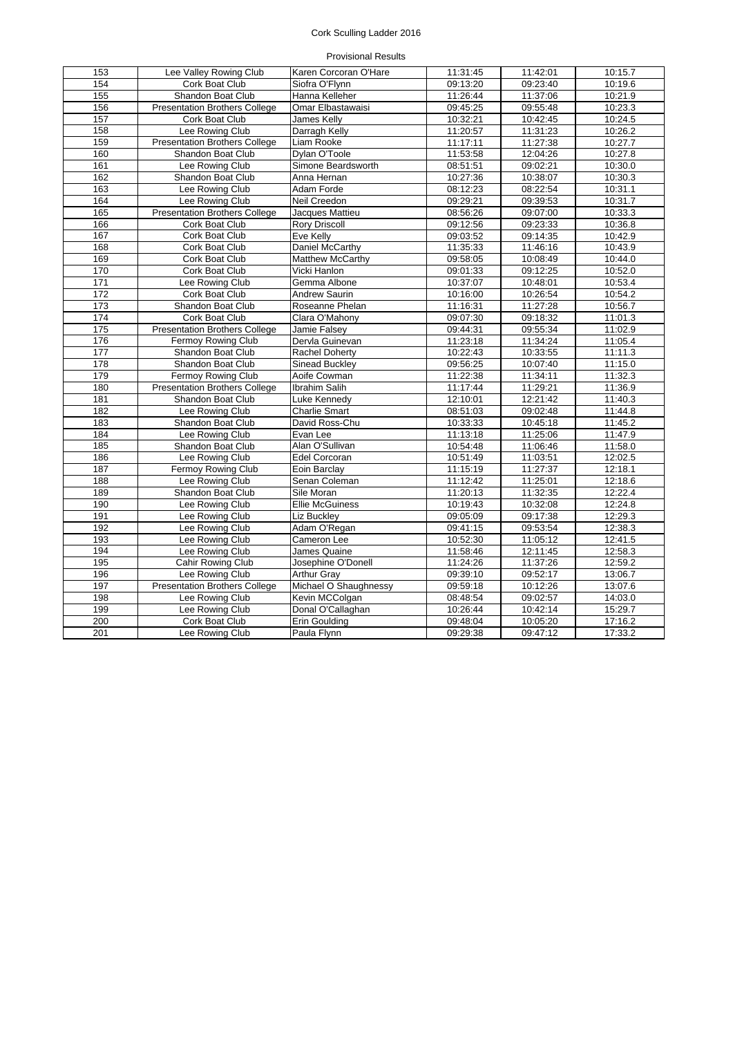Cork Sculling Ladder 2016

Provisional Results

| | | | | | |
|---|---|---|---|---|---|
| 153 | Lee Valley Rowing Club | Karen Corcoran O'Hare | 11:31:45 | 11:42:01 | 10:15.7 |
| 154 | Cork Boat Club | Siofra O'Flynn | 09:13:20 | 09:23:40 | 10:19.6 |
| 155 | Shandon Boat Club | Hanna Kelleher | 11:26:44 | 11:37:06 | 10:21.9 |
| 156 | Presentation Brothers College | Omar Elbastawaisi | 09:45:25 | 09:55:48 | 10:23.3 |
| 157 | Cork Boat Club | James Kelly | 10:32:21 | 10:42:45 | 10:24.5 |
| 158 | Lee Rowing Club | Darragh Kelly | 11:20:57 | 11:31:23 | 10:26.2 |
| 159 | Presentation Brothers College | Liam Rooke | 11:17:11 | 11:27:38 | 10:27.7 |
| 160 | Shandon Boat Club | Dylan O'Toole | 11:53:58 | 12:04:26 | 10:27.8 |
| 161 | Lee Rowing Club | Simone Beardsworth | 08:51:51 | 09:02:21 | 10:30.0 |
| 162 | Shandon Boat Club | Anna Hernan | 10:27:36 | 10:38:07 | 10:30.3 |
| 163 | Lee Rowing Club | Adam Forde | 08:12:23 | 08:22:54 | 10:31.1 |
| 164 | Lee Rowing Club | Neil Creedon | 09:29:21 | 09:39:53 | 10:31.7 |
| 165 | Presentation Brothers College | Jacques Mattieu | 08:56:26 | 09:07:00 | 10:33.3 |
| 166 | Cork Boat Club | Rory Driscoll | 09:12:56 | 09:23:33 | 10:36.8 |
| 167 | Cork Boat Club | Eve Kelly | 09:03:52 | 09:14:35 | 10:42.9 |
| 168 | Cork Boat Club | Daniel McCarthy | 11:35:33 | 11:46:16 | 10:43.9 |
| 169 | Cork Boat Club | Matthew McCarthy | 09:58:05 | 10:08:49 | 10:44.0 |
| 170 | Cork Boat Club | Vicki Hanlon | 09:01:33 | 09:12:25 | 10:52.0 |
| 171 | Lee Rowing Club | Gemma Albone | 10:37:07 | 10:48:01 | 10:53.4 |
| 172 | Cork Boat Club | Andrew Saurin | 10:16:00 | 10:26:54 | 10:54.2 |
| 173 | Shandon Boat Club | Roseanne Phelan | 11:16:31 | 11:27:28 | 10:56.7 |
| 174 | Cork Boat Club | Clara O'Mahony | 09:07:30 | 09:18:32 | 11:01.3 |
| 175 | Presentation Brothers College | Jamie Falsey | 09:44:31 | 09:55:34 | 11:02.9 |
| 176 | Fermoy Rowing Club | Dervla Guinevan | 11:23:18 | 11:34:24 | 11:05.4 |
| 177 | Shandon Boat Club | Rachel Doherty | 10:22:43 | 10:33:55 | 11:11.3 |
| 178 | Shandon Boat Club | Sinead Buckley | 09:56:25 | 10:07:40 | 11:15.0 |
| 179 | Fermoy Rowing Club | Aoife Cowman | 11:22:38 | 11:34:11 | 11:32.3 |
| 180 | Presentation Brothers College | Ibrahim Salih | 11:17:44 | 11:29:21 | 11:36.9 |
| 181 | Shandon Boat Club | Luke Kennedy | 12:10:01 | 12:21:42 | 11:40.3 |
| 182 | Lee Rowing Club | Charlie Smart | 08:51:03 | 09:02:48 | 11:44.8 |
| 183 | Shandon Boat Club | David Ross-Chu | 10:33:33 | 10:45:18 | 11:45.2 |
| 184 | Lee Rowing Club | Evan Lee | 11:13:18 | 11:25:06 | 11:47.9 |
| 185 | Shandon Boat Club | Alan O'Sullivan | 10:54:48 | 11:06:46 | 11:58.0 |
| 186 | Lee Rowing Club | Edel Corcoran | 10:51:49 | 11:03:51 | 12:02.5 |
| 187 | Fermoy Rowing Club | Eoin Barclay | 11:15:19 | 11:27:37 | 12:18.1 |
| 188 | Lee Rowing Club | Senan Coleman | 11:12:42 | 11:25:01 | 12:18.6 |
| 189 | Shandon Boat Club | Sile Moran | 11:20:13 | 11:32:35 | 12:22.4 |
| 190 | Lee Rowing Club | Ellie McGuiness | 10:19:43 | 10:32:08 | 12:24.8 |
| 191 | Lee Rowing Club | Liz Buckley | 09:05:09 | 09:17:38 | 12:29.3 |
| 192 | Lee Rowing Club | Adam O'Regan | 09:41:15 | 09:53:54 | 12:38.3 |
| 193 | Lee Rowing Club | Cameron Lee | 10:52:30 | 11:05:12 | 12:41.5 |
| 194 | Lee Rowing Club | James Quaine | 11:58:46 | 12:11:45 | 12:58.3 |
| 195 | Cahir Rowing Club | Josephine O'Donell | 11:24:26 | 11:37:26 | 12:59.2 |
| 196 | Lee Rowing Club | Arthur Gray | 09:39:10 | 09:52:17 | 13:06.7 |
| 197 | Presentation Brothers College | Michael O Shaughnessy | 09:59:18 | 10:12:26 | 13:07.6 |
| 198 | Lee Rowing Club | Kevin MCColgan | 08:48:54 | 09:02:57 | 14:03.0 |
| 199 | Lee Rowing Club | Donal O'Callaghan | 10:26:44 | 10:42:14 | 15:29.7 |
| 200 | Cork Boat Club | Erin Goulding | 09:48:04 | 10:05:20 | 17:16.2 |
| 201 | Lee Rowing Club | Paula Flynn | 09:29:38 | 09:47:12 | 17:33.2 |